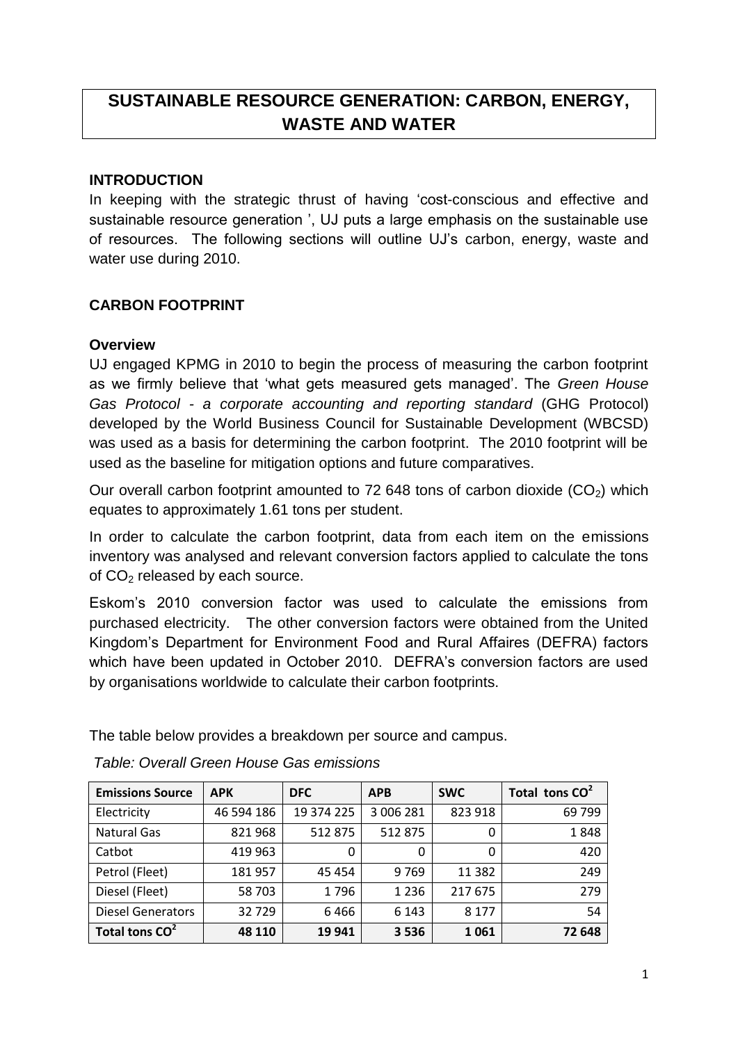# SUSTAINABLE RESOURCE GENERATION: CARBON, ENERGY, WASTE AND WATER

## INTRODUCTION

In keeping with the strategic thrust of having 'cost-conscious and effective and sustainable resource generation ', UJ puts a large emphasis on the sustainable use of resources. The following sections will outline UJ's carbon, energy, waste and water use during 2010.

## CARBON FOOTPRINT

### Overview

UJ engaged KPMG in 2010 to begin the process of measuring the carbon footprint as we firmly believe that 'what gets measured gets managed'. The *Green House Gas Protocol - a corporate accounting and reporting standard* (GHG Protocol) developed by the World Business Council for Sustainable Development (WBCSD) was used as a basis for determining the carbon footprint. The 2010 footprint will be used as the baseline for mitigation options and future comparatives.

Our overall carbon footprint amounted to 72 648 tons of carbon dioxide ($CO_2$) which equates to approximately 1.61 tons per student.

In order to calculate the carbon footprint, data from each item on the emissions inventory was analysed and relevant conversion factors applied to calculate the tons of $CO_2$ released by each source.

Eskom's 2010 conversion factor was used to calculate the emissions from purchased electricity. The other conversion factors were obtained from the United Kingdom's Department for Environment Food and Rural Affaires (DEFRA) factors which have been updated in October 2010. DEFRA's conversion factors are used by organisations worldwide to calculate their carbon footprints.

The table below provides a breakdown per source and campus.

*Table: Overall Green House Gas emissions*

| Emissions Source | APK | DFC | APB | SWC | Total tons $CO^2$ |
|---|---|---|---|---|---|
| Electricity | 46 594 186 | 19 374 225 | 3 006 281 | 823 918 | 69 799 |
| Natural Gas | 821 968 | 512 875 | 512 875 | 0 | 1 848 |
| Catbot | 419 963 | 0 | 0 | 0 | 420 |
| Petrol (Fleet) | 181 957 | 45 454 | 9 769 | 11 382 | 249 |
| Diesel (Fleet) | 58 703 | 1 796 | 1 236 | 217 675 | 279 |
| Diesel Generators | 32 729 | 6 466 | 6 143 | 8 177 | 54 |
| **Total tons $CO^2$** | **48 110** | **19 941** | **3 536** | **1 061** | **72 648** |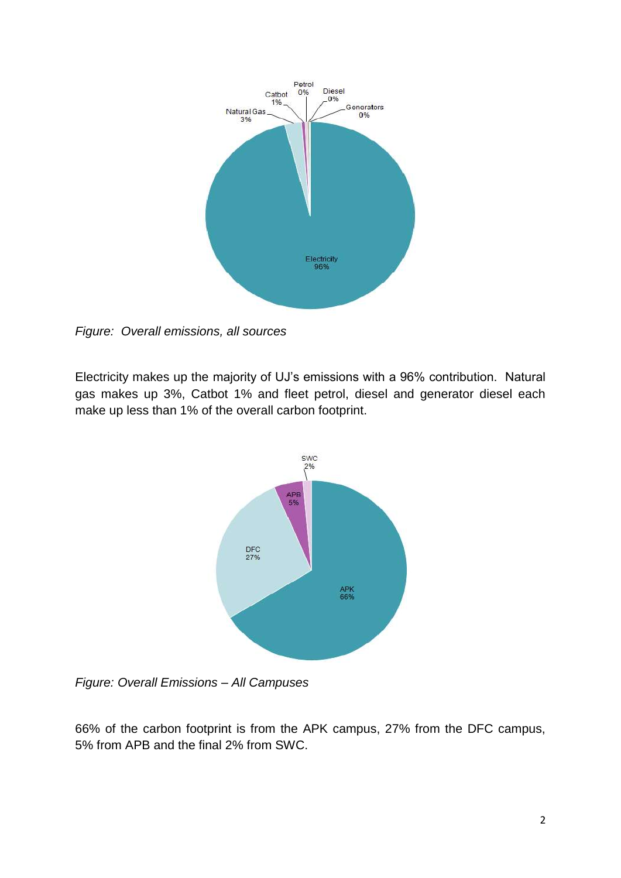*Figure: Overall emissions, all sources*

Electricity makes up the majority of UJ's emissions with a 96% contribution. Natural gas makes up 3%, Catbot 1% and fleet petrol, diesel and generator diesel each make up less than 1% of the overall carbon footprint.

*Figure: Overall Emissions – All Campuses*

66% of the carbon footprint is from the APK campus, 27% from the DFC campus, 5% from APB and the final 2% from SWC.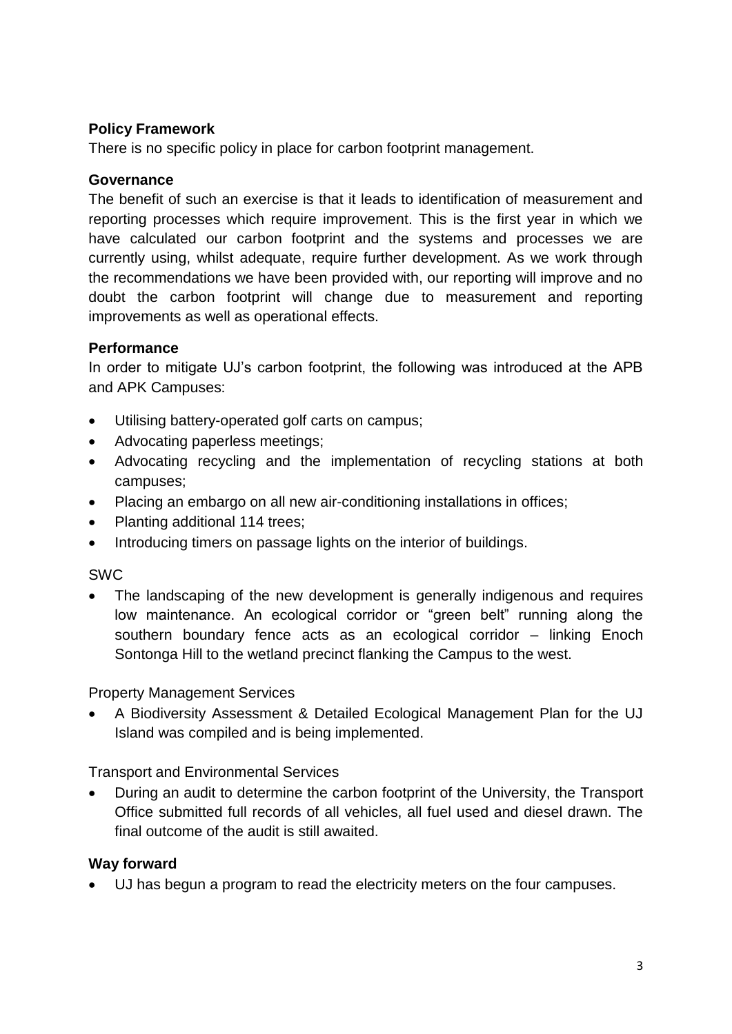**Policy Framework**

There is no specific policy in place for carbon footprint management.

**Governance**

The benefit of such an exercise is that it leads to identification of measurement and reporting processes which require improvement. This is the first year in which we have calculated our carbon footprint and the systems and processes we are currently using, whilst adequate, require further development. As we work through the recommendations we have been provided with, our reporting will improve and no doubt the carbon footprint will change due to measurement and reporting improvements as well as operational effects.

**Performance**

In order to mitigate UJ's carbon footprint, the following was introduced at the APB and APK Campuses:

- Utilising battery-operated golf carts on campus;
- Advocating paperless meetings;
- Advocating recycling and the implementation of recycling stations at both campuses;
- Placing an embargo on all new air-conditioning installations in offices;
- Planting additional 114 trees;
- Introducing timers on passage lights on the interior of buildings.

SWC

- The landscaping of the new development is generally indigenous and requires low maintenance. An ecological corridor or "green belt" running along the southern boundary fence acts as an ecological corridor – linking Enoch Sontonga Hill to the wetland precinct flanking the Campus to the west.

Property Management Services

- A Biodiversity Assessment & Detailed Ecological Management Plan for the UJ Island was compiled and is being implemented.

Transport and Environmental Services

- During an audit to determine the carbon footprint of the University, the Transport Office submitted full records of all vehicles, all fuel used and diesel drawn. The final outcome of the audit is still awaited.

**Way forward**

- UJ has begun a program to read the electricity meters on the four campuses.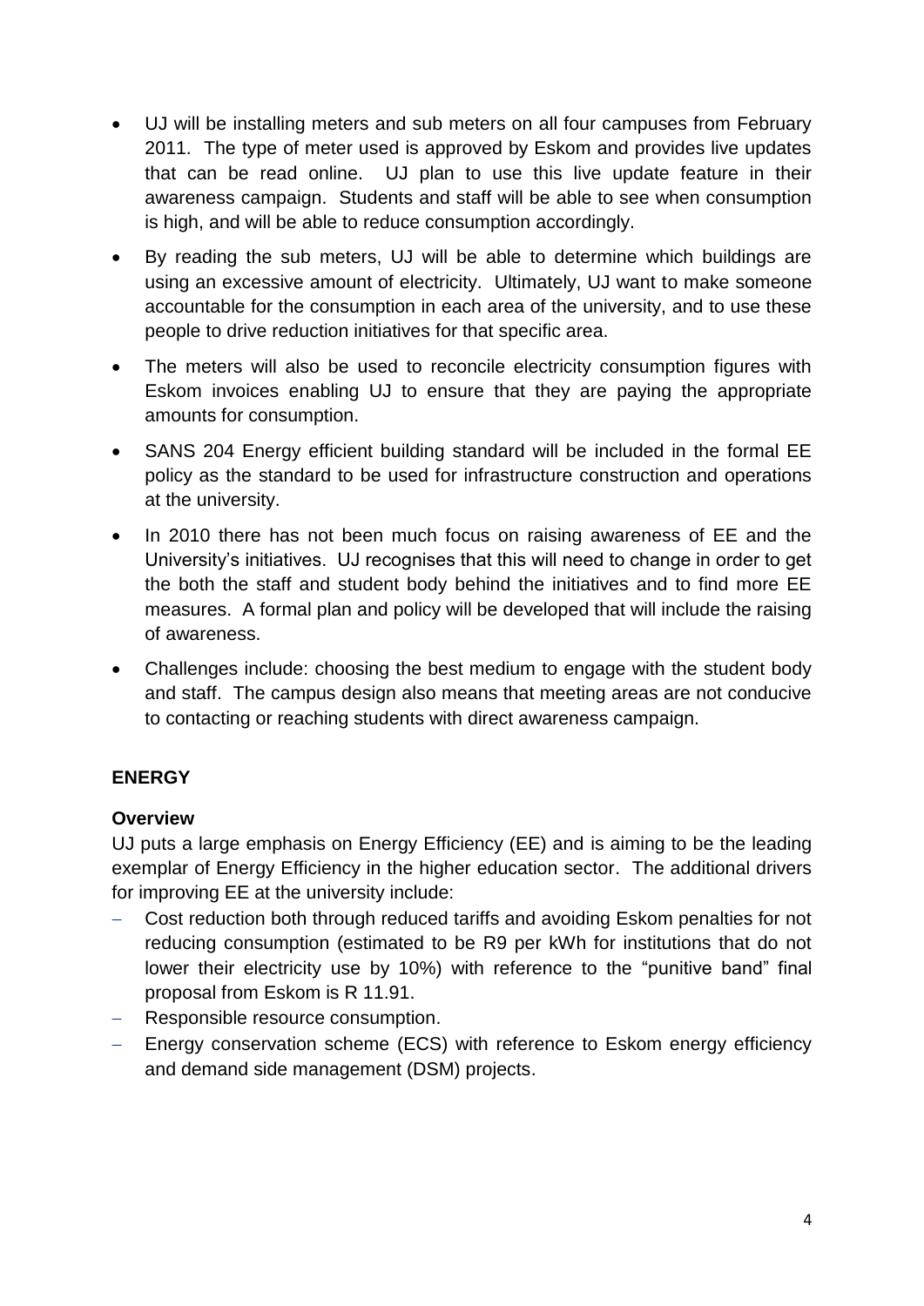- UJ will be installing meters and sub meters on all four campuses from February 2011. The type of meter used is approved by Eskom and provides live updates that can be read online. UJ plan to use this live update feature in their awareness campaign. Students and staff will be able to see when consumption is high, and will be able to reduce consumption accordingly.
- By reading the sub meters, UJ will be able to determine which buildings are using an excessive amount of electricity. Ultimately, UJ want to make someone accountable for the consumption in each area of the university, and to use these people to drive reduction initiatives for that specific area.
- The meters will also be used to reconcile electricity consumption figures with Eskom invoices enabling UJ to ensure that they are paying the appropriate amounts for consumption.
- SANS 204 Energy efficient building standard will be included in the formal EE policy as the standard to be used for infrastructure construction and operations at the university.
- In 2010 there has not been much focus on raising awareness of EE and the University's initiatives. UJ recognises that this will need to change in order to get the both the staff and student body behind the initiatives and to find more EE measures. A formal plan and policy will be developed that will include the raising of awareness.
- Challenges include: choosing the best medium to engage with the student body and staff. The campus design also means that meeting areas are not conducive to contacting or reaching students with direct awareness campaign.

## ENERGY

### Overview

UJ puts a large emphasis on Energy Efficiency (EE) and is aiming to be the leading exemplar of Energy Efficiency in the higher education sector. The additional drivers for improving EE at the university include:

- Cost reduction both through reduced tariffs and avoiding Eskom penalties for not reducing consumption (estimated to be R9 per kWh for institutions that do not lower their electricity use by 10%) with reference to the "punitive band" final proposal from Eskom is R 11.91.
- Responsible resource consumption.
- Energy conservation scheme (ECS) with reference to Eskom energy efficiency and demand side management (DSM) projects.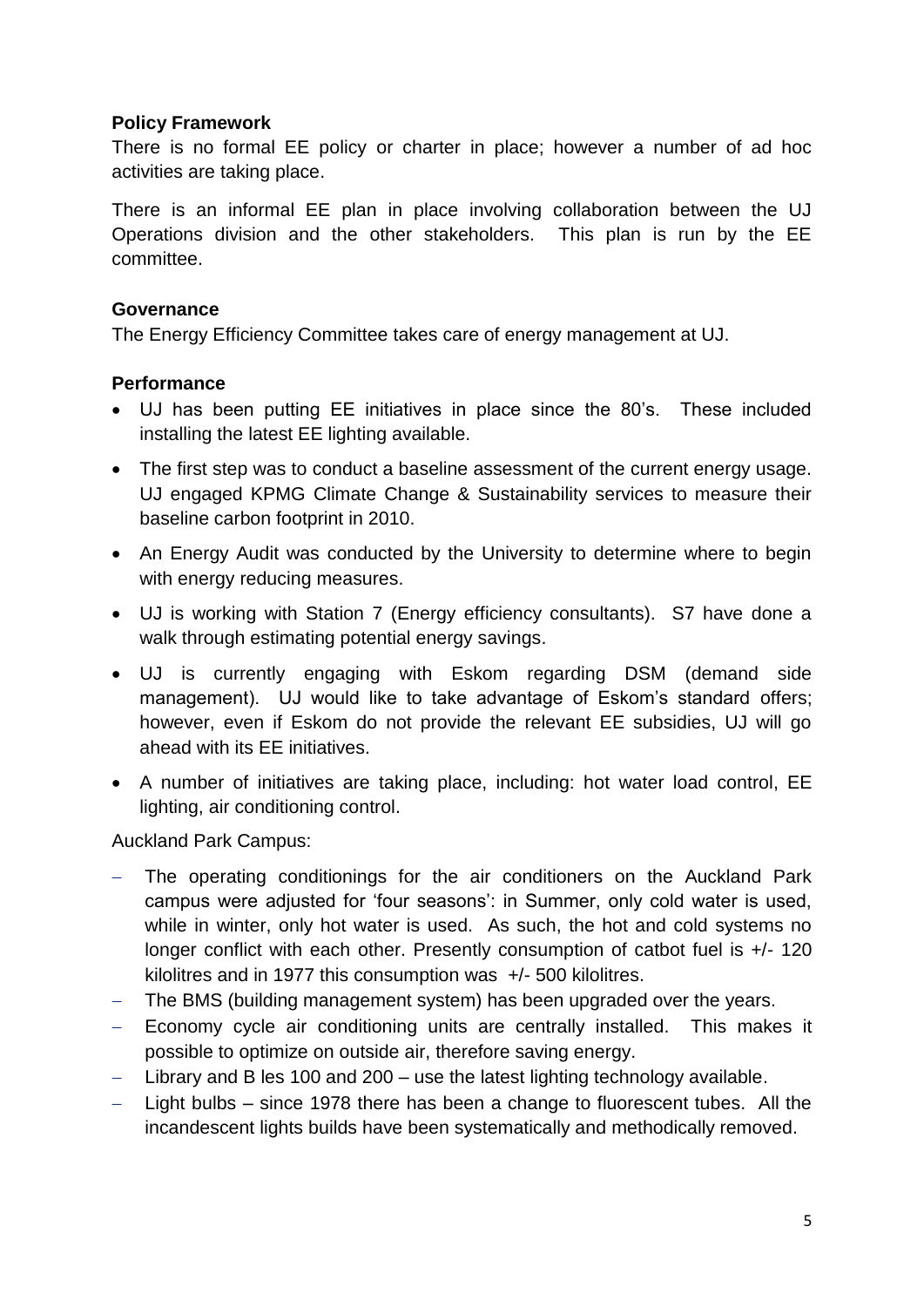**Policy Framework**

There is no formal EE policy or charter in place; however a number of ad hoc activities are taking place.

There is an informal EE plan in place involving collaboration between the UJ Operations division and the other stakeholders. This plan is run by the EE committee.

**Governance**

The Energy Efficiency Committee takes care of energy management at UJ.

**Performance**

- UJ has been putting EE initiatives in place since the 80's. These included installing the latest EE lighting available.
- The first step was to conduct a baseline assessment of the current energy usage. UJ engaged KPMG Climate Change & Sustainability services to measure their baseline carbon footprint in 2010.
- An Energy Audit was conducted by the University to determine where to begin with energy reducing measures.
- UJ is working with Station 7 (Energy efficiency consultants). S7 have done a walk through estimating potential energy savings.
- UJ is currently engaging with Eskom regarding DSM (demand side management). UJ would like to take advantage of Eskom's standard offers; however, even if Eskom do not provide the relevant EE subsidies, UJ will go ahead with its EE initiatives.
- A number of initiatives are taking place, including: hot water load control, EE lighting, air conditioning control.

Auckland Park Campus:

- The operating conditionings for the air conditioners on the Auckland Park campus were adjusted for 'four seasons': in Summer, only cold water is used, while in winter, only hot water is used. As such, the hot and cold systems no longer conflict with each other. Presently consumption of catbot fuel is +/- 120 kilolitres and in 1977 this consumption was +/- 500 kilolitres.
- The BMS (building management system) has been upgraded over the years.
- Economy cycle air conditioning units are centrally installed. This makes it possible to optimize on outside air, therefore saving energy.
- Library and B les 100 and 200 – use the latest lighting technology available.
- Light bulbs – since 1978 there has been a change to fluorescent tubes. All the incandescent lights builds have been systematically and methodically removed.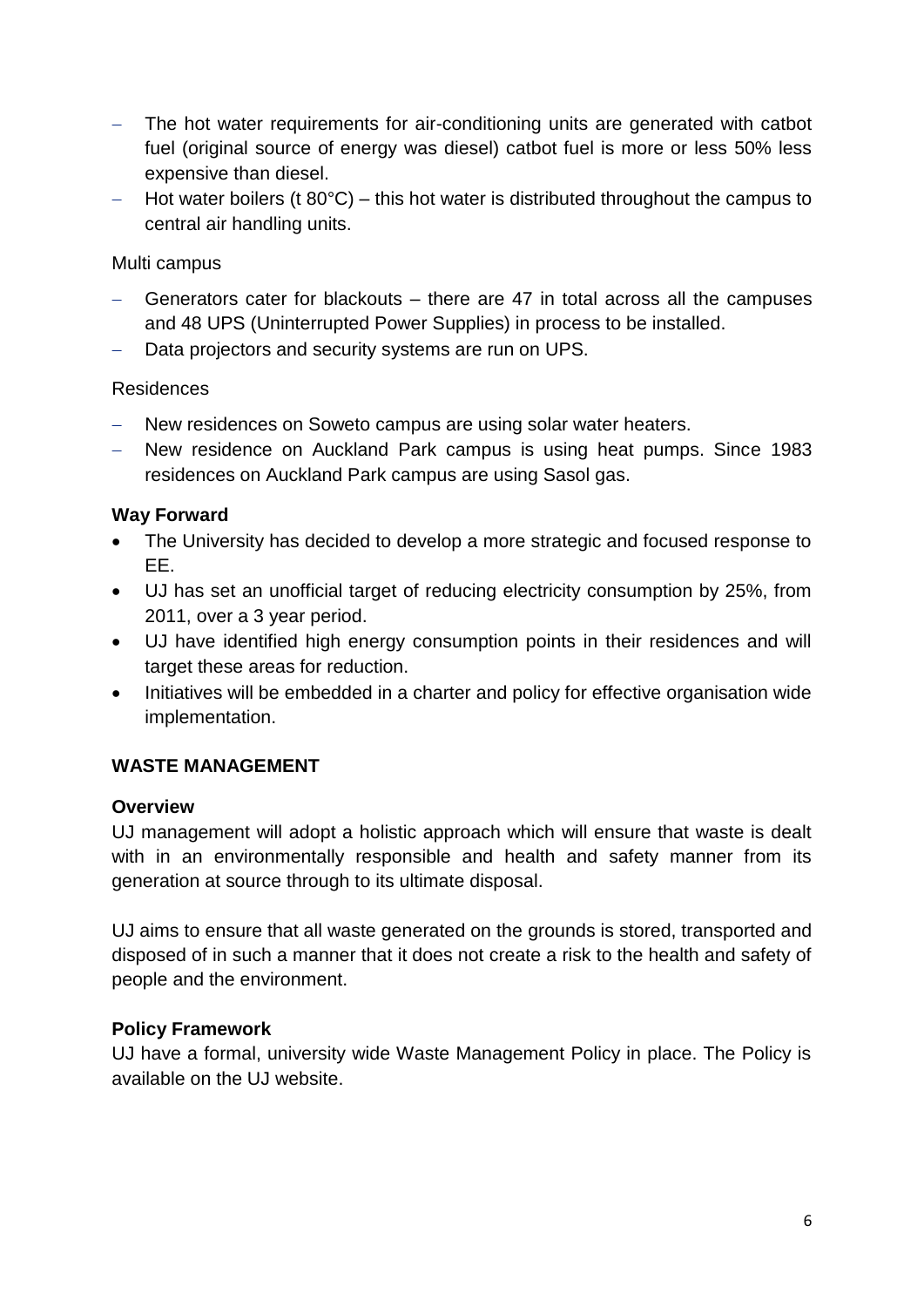- The hot water requirements for air-conditioning units are generated with catbot fuel (original source of energy was diesel) catbot fuel is more or less 50% less expensive than diesel.
- Hot water boilers (t 80°C) – this hot water is distributed throughout the campus to central air handling units.

Multi campus

- Generators cater for blackouts – there are 47 in total across all the campuses and 48 UPS (Uninterrupted Power Supplies) in process to be installed.
- Data projectors and security systems are run on UPS.

Residences

- New residences on Soweto campus are using solar water heaters.
- New residence on Auckland Park campus is using heat pumps. Since 1983 residences on Auckland Park campus are using Sasol gas.

**Way Forward**

- The University has decided to develop a more strategic and focused response to EE.
- UJ has set an unofficial target of reducing electricity consumption by 25%, from 2011, over a 3 year period.
- UJ have identified high energy consumption points in their residences and will target these areas for reduction.
- Initiatives will be embedded in a charter and policy for effective organisation wide implementation.

**WASTE MANAGEMENT**

**Overview**

UJ management will adopt a holistic approach which will ensure that waste is dealt with in an environmentally responsible and health and safety manner from its generation at source through to its ultimate disposal.

UJ aims to ensure that all waste generated on the grounds is stored, transported and disposed of in such a manner that it does not create a risk to the health and safety of people and the environment.

**Policy Framework**

UJ have a formal, university wide Waste Management Policy in place. The Policy is available on the UJ website.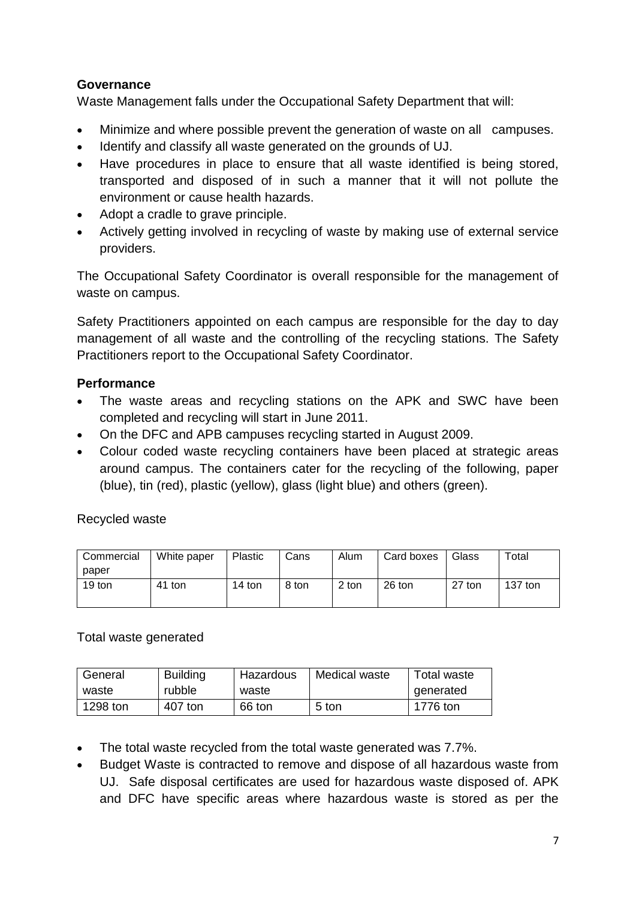**Governance**

Waste Management falls under the Occupational Safety Department that will:

- Minimize and where possible prevent the generation of waste on all campuses.
- Identify and classify all waste generated on the grounds of UJ.
- Have procedures in place to ensure that all waste identified is being stored, transported and disposed of in such a manner that it will not pollute the environment or cause health hazards.
- Adopt a cradle to grave principle.
- Actively getting involved in recycling of waste by making use of external service providers.

The Occupational Safety Coordinator is overall responsible for the management of waste on campus.

Safety Practitioners appointed on each campus are responsible for the day to day management of all waste and the controlling of the recycling stations. The Safety Practitioners report to the Occupational Safety Coordinator.

**Performance**

- The waste areas and recycling stations on the APK and SWC have been completed and recycling will start in June 2011.
- On the DFC and APB campuses recycling started in August 2009.
- Colour coded waste recycling containers have been placed at strategic areas around campus. The containers cater for the recycling of the following, paper (blue), tin (red), plastic (yellow), glass (light blue) and others (green).

Recycled waste

| Commercial paper | White paper | Plastic | Cans | Alum | Card boxes | Glass | Total |
|---|---|---|---|---|---|---|---|
| 19 ton | 41 ton | 14 ton | 8 ton | 2 ton | 26 ton | 27 ton | 137 ton |

Total waste generated

| General waste | Building rubble | Hazardous waste | Medical waste | Total waste generated |
|---|---|---|---|---|
| 1298 ton | 407 ton | 66 ton | 5 ton | 1776 ton |

- The total waste recycled from the total waste generated was 7.7%.
- Budget Waste is contracted to remove and dispose of all hazardous waste from UJ. Safe disposal certificates are used for hazardous waste disposed of. APK and DFC have specific areas where hazardous waste is stored as per the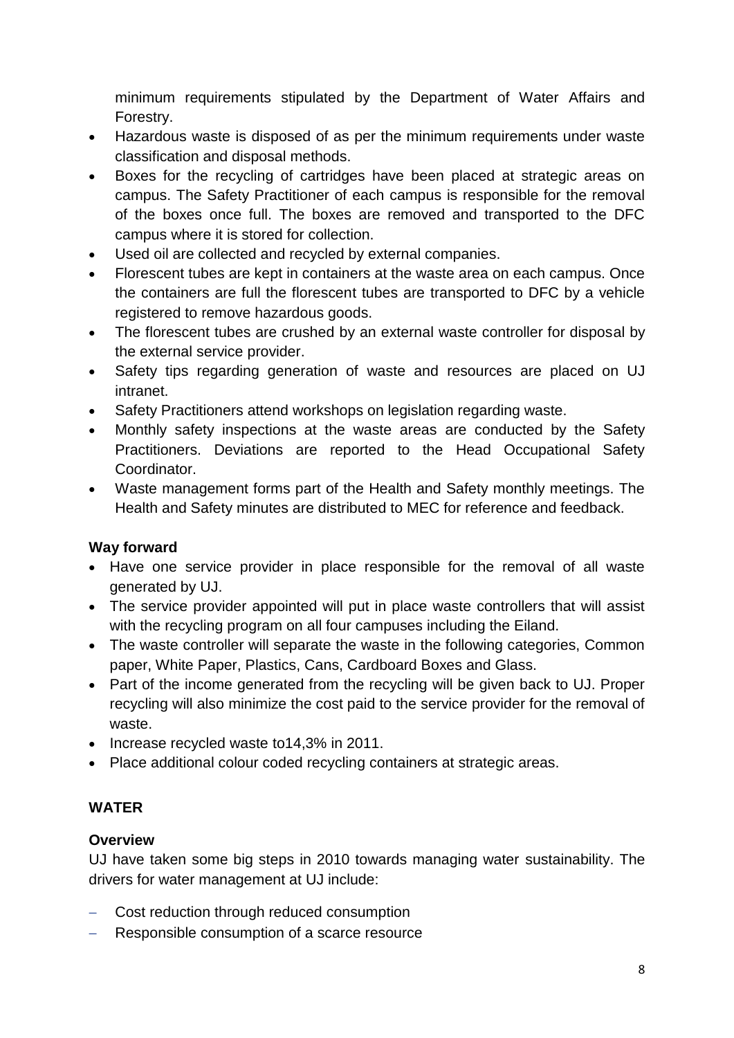minimum requirements stipulated by the Department of Water Affairs and Forestry.

- Hazardous waste is disposed of as per the minimum requirements under waste classification and disposal methods.
- Boxes for the recycling of cartridges have been placed at strategic areas on campus. The Safety Practitioner of each campus is responsible for the removal of the boxes once full. The boxes are removed and transported to the DFC campus where it is stored for collection.
- Used oil are collected and recycled by external companies.
- Florescent tubes are kept in containers at the waste area on each campus. Once the containers are full the florescent tubes are transported to DFC by a vehicle registered to remove hazardous goods.
- The florescent tubes are crushed by an external waste controller for disposal by the external service provider.
- Safety tips regarding generation of waste and resources are placed on UJ intranet.
- Safety Practitioners attend workshops on legislation regarding waste.
- Monthly safety inspections at the waste areas are conducted by the Safety Practitioners. Deviations are reported to the Head Occupational Safety Coordinator.
- Waste management forms part of the Health and Safety monthly meetings. The Health and Safety minutes are distributed to MEC for reference and feedback.

### Way forward

- Have one service provider in place responsible for the removal of all waste generated by UJ.
- The service provider appointed will put in place waste controllers that will assist with the recycling program on all four campuses including the Eiland.
- The waste controller will separate the waste in the following categories, Common paper, White Paper, Plastics, Cans, Cardboard Boxes and Glass.
- Part of the income generated from the recycling will be given back to UJ. Proper recycling will also minimize the cost paid to the service provider for the removal of waste.
- Increase recycled waste to14,3% in 2011.
- Place additional colour coded recycling containers at strategic areas.

## WATER

### Overview

UJ have taken some big steps in 2010 towards managing water sustainability. The drivers for water management at UJ include:

- Cost reduction through reduced consumption
- Responsible consumption of a scarce resource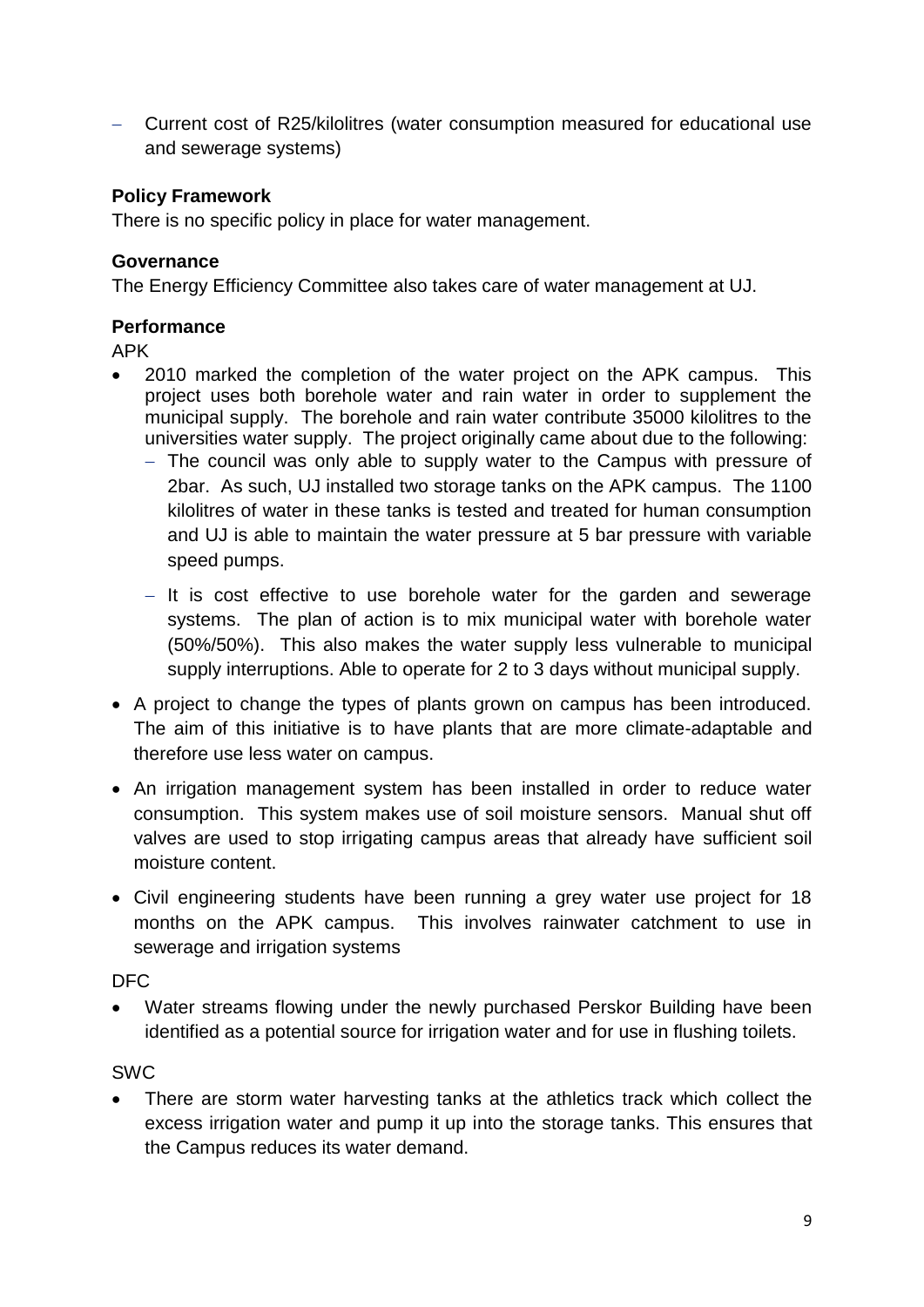- Current cost of R25/kilolitres (water consumption measured for educational use and sewerage systems)

**Policy Framework**

There is no specific policy in place for water management.

**Governance**

The Energy Efficiency Committee also takes care of water management at UJ.

**Performance**

APK

- 2010 marked the completion of the water project on the APK campus. This project uses both borehole water and rain water in order to supplement the municipal supply. The borehole and rain water contribute 35000 kilolitres to the universities water supply. The project originally came about due to the following:
  - The council was only able to supply water to the Campus with pressure of 2bar. As such, UJ installed two storage tanks on the APK campus. The 1100 kilolitres of water in these tanks is tested and treated for human consumption and UJ is able to maintain the water pressure at 5 bar pressure with variable speed pumps.
  - It is cost effective to use borehole water for the garden and sewerage systems. The plan of action is to mix municipal water with borehole water (50%/50%). This also makes the water supply less vulnerable to municipal supply interruptions. Able to operate for 2 to 3 days without municipal supply.
- A project to change the types of plants grown on campus has been introduced. The aim of this initiative is to have plants that are more climate-adaptable and therefore use less water on campus.
- An irrigation management system has been installed in order to reduce water consumption. This system makes use of soil moisture sensors. Manual shut off valves are used to stop irrigating campus areas that already have sufficient soil moisture content.
- Civil engineering students have been running a grey water use project for 18 months on the APK campus. This involves rainwater catchment to use in sewerage and irrigation systems

DFC

- Water streams flowing under the newly purchased Perskor Building have been identified as a potential source for irrigation water and for use in flushing toilets.

SWC

- There are storm water harvesting tanks at the athletics track which collect the excess irrigation water and pump it up into the storage tanks. This ensures that the Campus reduces its water demand.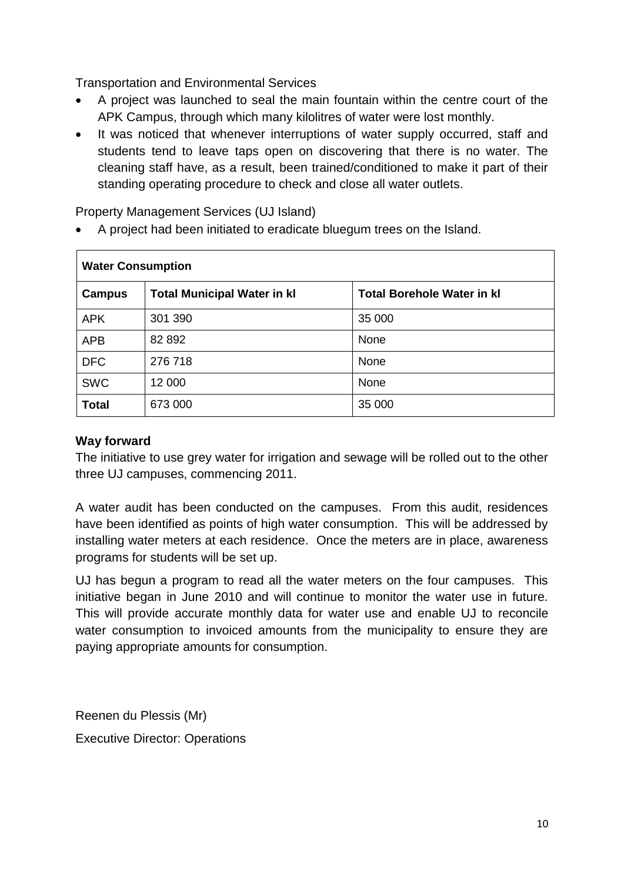Transportation and Environmental Services

- A project was launched to seal the main fountain within the centre court of the APK Campus, through which many kilolitres of water were lost monthly.
- It was noticed that whenever interruptions of water supply occurred, staff and students tend to leave taps open on discovering that there is no water. The cleaning staff have, as a result, been trained/conditioned to make it part of their standing operating procedure to check and close all water outlets.

Property Management Services (UJ Island)

- A project had been initiated to eradicate bluegum trees on the Island.

| **Water Consumption** | | |
|---|---|---|
| **Campus** | **Total Municipal Water in kl** | **Total Borehole Water in kl** |
| APK | 301 390 | 35 000 |
| APB | 82 892 | None |
| DFC | 276 718 | None |
| SWC | 12 000 | None |
| **Total** | 673 000 | 35 000 |

**Way forward**

The initiative to use grey water for irrigation and sewage will be rolled out to the other three UJ campuses, commencing 2011.

A water audit has been conducted on the campuses. From this audit, residences have been identified as points of high water consumption. This will be addressed by installing water meters at each residence. Once the meters are in place, awareness programs for students will be set up.

UJ has begun a program to read all the water meters on the four campuses. This initiative began in June 2010 and will continue to monitor the water use in future. This will provide accurate monthly data for water use and enable UJ to reconcile water consumption to invoiced amounts from the municipality to ensure they are paying appropriate amounts for consumption.

Reenen du Plessis (Mr)

Executive Director: Operations